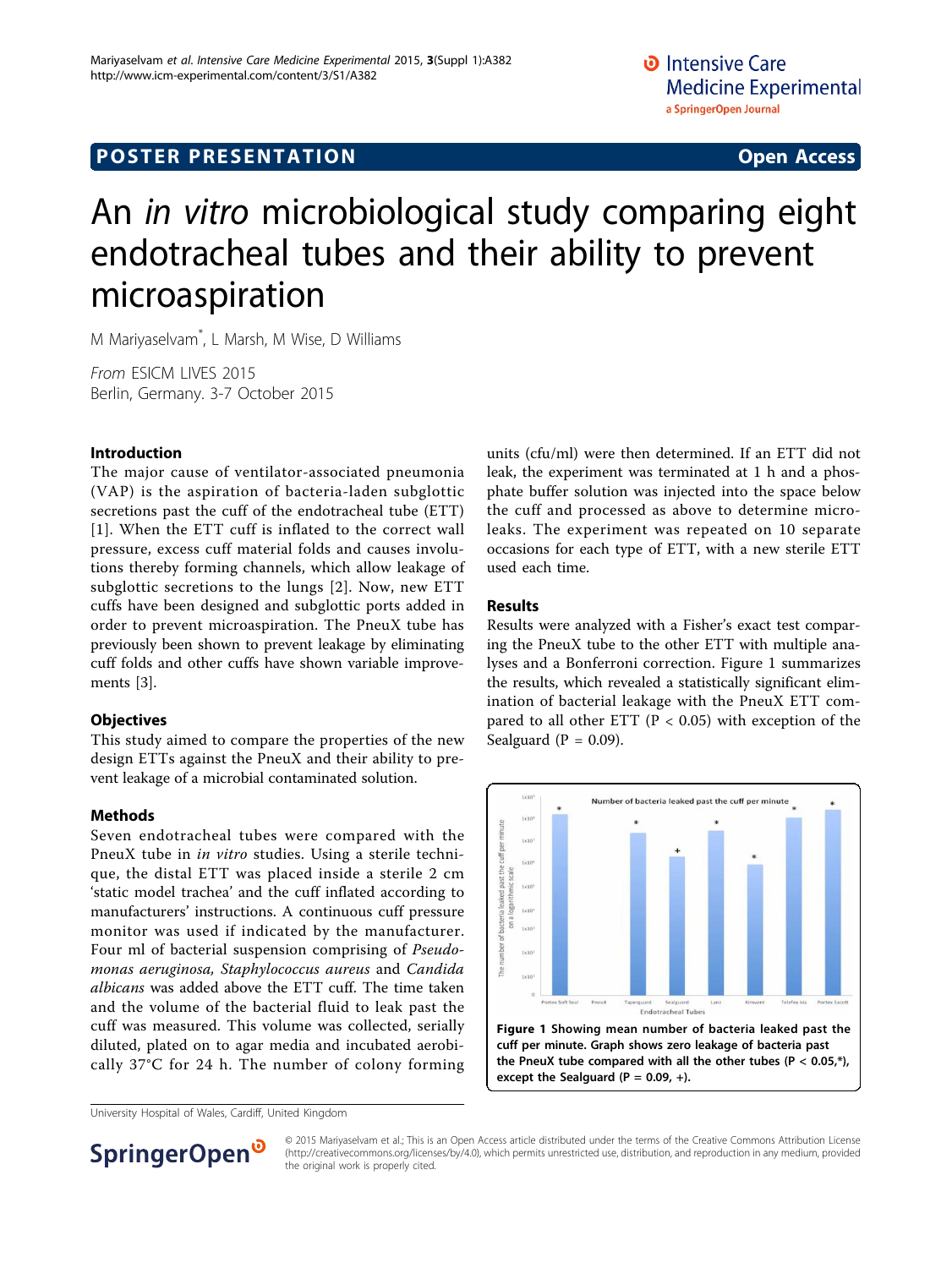POSTER PRESENTATION **Open Access**

# An *in vitro* microbiological study comparing eight endotracheal tubes and their ability to prevent microaspiration

M Mariyaselvam*, L Marsh, M Wise, D Williams

*From* ESICM LIVES 2015
Berlin, Germany. 3-7 October 2015

## Introduction

The major cause of ventilator-associated pneumonia (VAP) is the aspiration of bacteria-laden subglottic secretions past the cuff of the endotracheal tube (ETT) [1]. When the ETT cuff is inflated to the correct wall pressure, excess cuff material folds and causes involutions thereby forming channels, which allow leakage of subglottic secretions to the lungs [2]. Now, new ETT cuffs have been designed and subglottic ports added in order to prevent microaspiration. The PneuX tube has previously been shown to prevent leakage by eliminating cuff folds and other cuffs have shown variable improvements [3].

## Objectives

This study aimed to compare the properties of the new design ETTs against the PneuX and their ability to prevent leakage of a microbial contaminated solution.

## Methods

Seven endotracheal tubes were compared with the PneuX tube in *in vitro* studies. Using a sterile technique, the distal ETT was placed inside a sterile 2 cm 'static model trachea' and the cuff inflated according to manufacturers' instructions. A continuous cuff pressure monitor was used if indicated by the manufacturer. Four ml of bacterial suspension comprising of *Pseudomonas aeruginosa*, *Staphylococcus aureus* and *Candida albicans* was added above the ETT cuff. The time taken and the volume of the bacterial fluid to leak past the cuff was measured. This volume was collected, serially diluted, plated on to agar media and incubated aerobically 37°C for 24 h. The number of colony forming units (cfu/ml) were then determined. If an ETT did not leak, the experiment was terminated at 1 h and a phosphate buffer solution was injected into the space below the cuff and processed as above to determine microleaks. The experiment was repeated on 10 separate occasions for each type of ETT, with a new sterile ETT used each time.

## Results

Results were analyzed with a Fisher's exact test comparing the PneuX tube to the other ETT with multiple analyses and a Bonferroni correction. Figure 1 summarizes the results, which revealed a statistically significant elimination of bacterial leakage with the PneuX ETT compared to all other ETT ($P < 0.05$) with exception of the Sealguard ($P = 0.09$).

**Figure 1 Showing mean number of bacteria leaked past the cuff per minute. Graph shows zero leakage of bacteria past the PneuX tube compared with all the other tubes ($P < 0.05$,*), except the Sealguard ($P = 0.09$, +).**

University Hospital of Wales, Cardiff, United Kingdom

© 2015 Mariyaselvam et al.; This is an Open Access article distributed under the terms of the Creative Commons Attribution License (http://creativecommons.org/licenses/by/4.0), which permits unrestricted use, distribution, and reproduction in any medium, provided the original work is properly cited.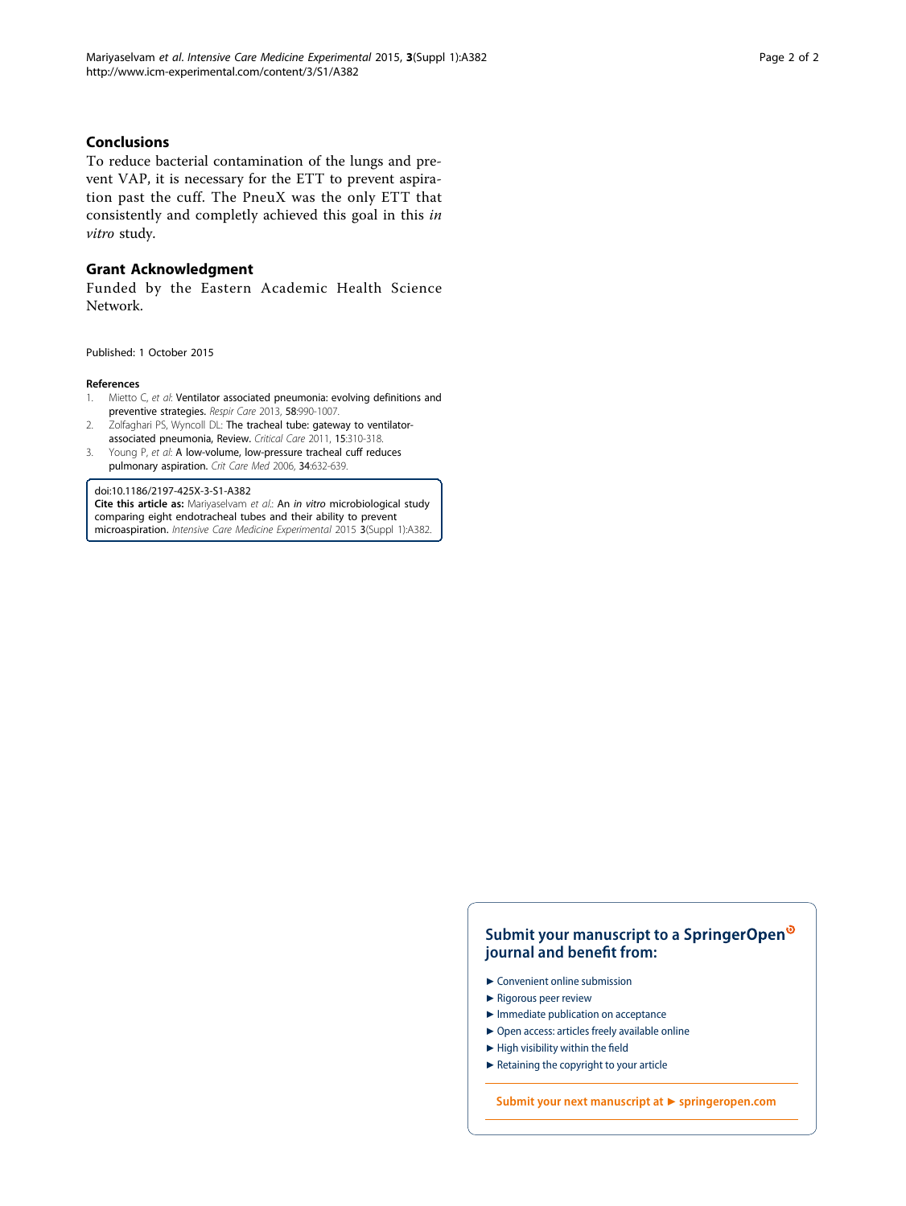## Conclusions

To reduce bacterial contamination of the lungs and prevent VAP, it is necessary for the ETT to prevent aspiration past the cuff. The PneuX was the only ETT that consistently and completly achieved this goal in this *in vitro* study.

## Grant Acknowledgment

Funded by the Eastern Academic Health Science Network.

Published: 1 October 2015

### References

1. Mietto C, *et al*: **Ventilator associated pneumonia: evolving definitions and preventive strategies.** *Respir Care* 2013, **58**:990-1007.
2. Zolfaghari PS, Wyncoll DL: **The tracheal tube: gateway to ventilator-associated pneumonia, Review.** *Critical Care* 2011, **15**:310-318.
3. Young P, *et al*: **A low-volume, low-pressure tracheal cuff reduces pulmonary aspiration.** *Crit Care Med* 2006, **34**:632-639.

doi:10.1186/2197-425X-3-S1-A382
**Cite this article as:** Mariyaselvam *et al.*: An *in vitro* microbiological study comparing eight endotracheal tubes and their ability to prevent microaspiration. *Intensive Care Medicine Experimental* 2015 **3**(Suppl 1):A382.

**Submit your manuscript to a SpringerOpen journal and benefit from:**

- ► Convenient online submission
- ► Rigorous peer review
- ► Immediate publication on acceptance
- ► Open access: articles freely available online
- ► High visibility within the field
- ► Retaining the copyright to your article

**Submit your next manuscript at ► springeropen.com**